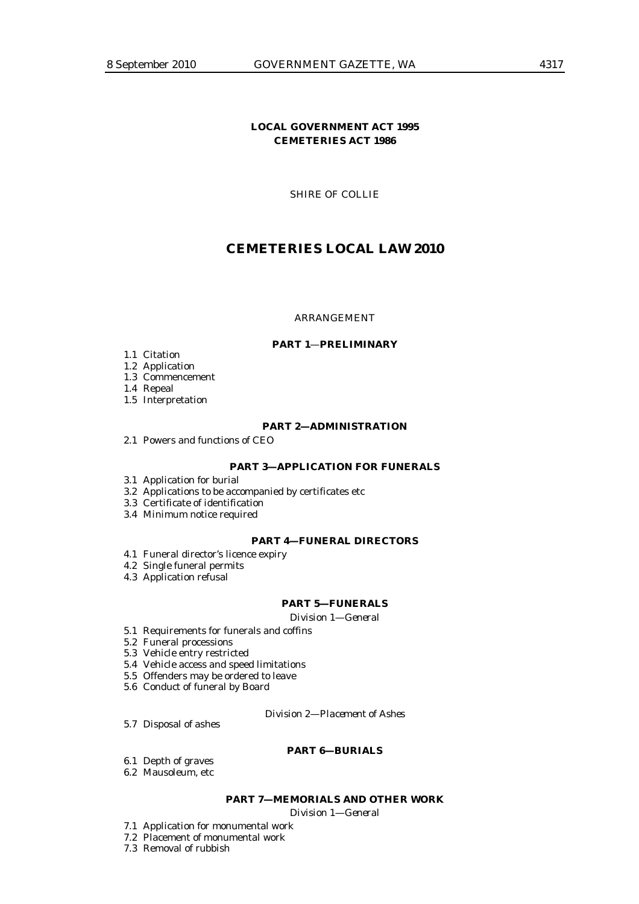**LOCAL GOVERNMENT ACT 1995**
**CEMETERIES ACT 1986**

SHIRE OF COLLIE

# CEMETERIES LOCAL LAW 2010

ARRANGEMENT

## PART 1—PRELIMINARY

1.1 Citation
1.2 Application
1.3 Commencement
1.4 Repeal
1.5 Interpretation

## PART 2—ADMINISTRATION

2.1 Powers and functions of CEO

## PART 3—APPLICATION FOR FUNERALS

3.1 Application for burial
3.2 Applications to be accompanied by certificates etc
3.3 Certificate of identification
3.4 Minimum notice required

## PART 4—FUNERAL DIRECTORS

4.1 Funeral director's licence expiry
4.2 Single funeral permits
4.3 Application refusal

## PART 5—FUNERALS

*Division 1—General*

5.1 Requirements for funerals and coffins
5.2 Funeral processions
5.3 Vehicle entry restricted
5.4 Vehicle access and speed limitations
5.5 Offenders may be ordered to leave
5.6 Conduct of funeral by Board

*Division 2—Placement of Ashes*

5.7 Disposal of ashes

## PART 6—BURIALS

6.1 Depth of graves
6.2 Mausoleum, etc

## PART 7—MEMORIALS AND OTHER WORK

*Division 1—General*

7.1 Application for monumental work
7.2 Placement of monumental work
7.3 Removal of rubbish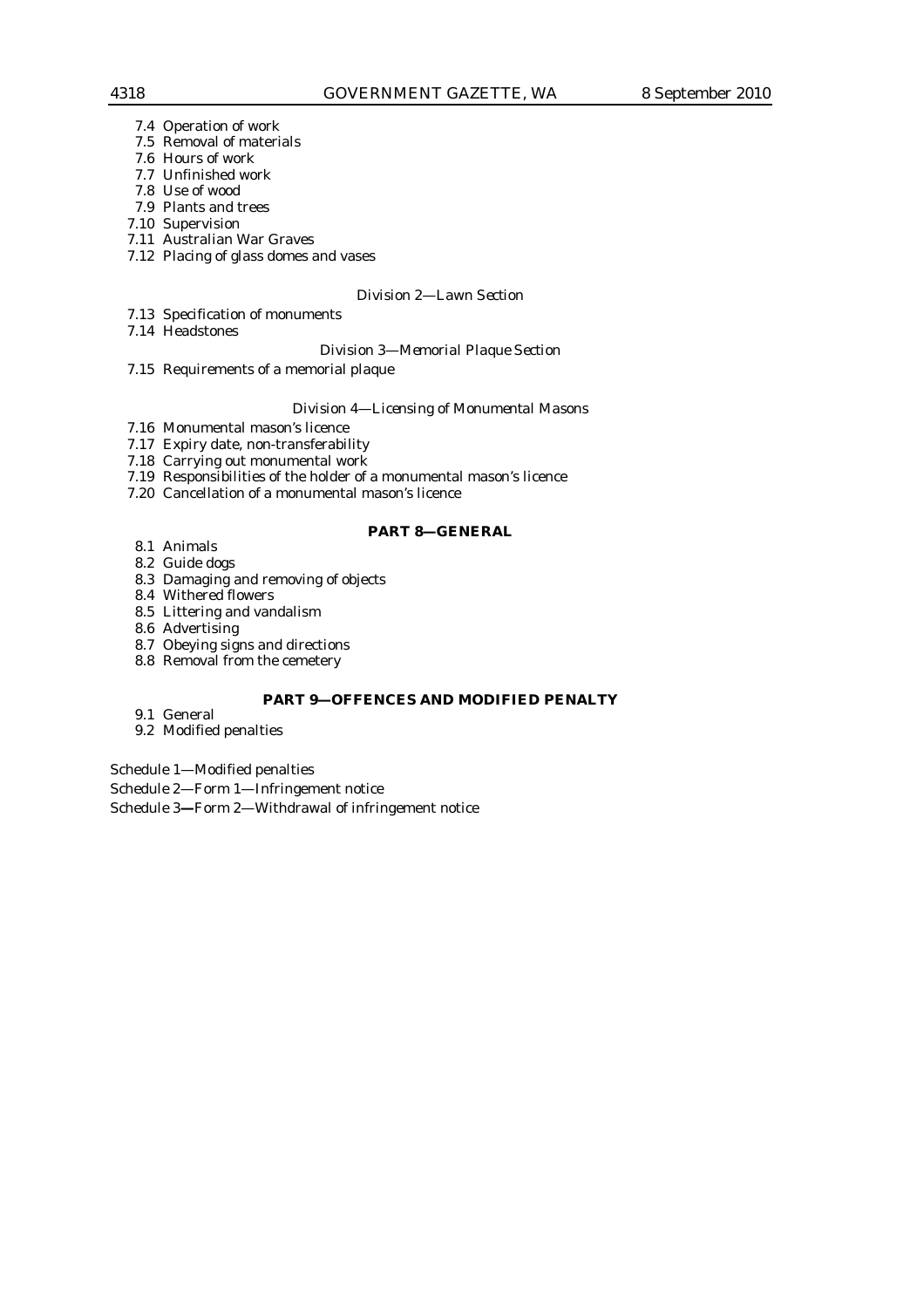7.4 Operation of work
7.5 Removal of materials
7.6 Hours of work
7.7 Unfinished work
7.8 Use of wood
7.9 Plants and trees
7.10 Supervision
7.11 Australian War Graves
7.12 Placing of glass domes and vases

*Division 2—Lawn Section*

7.13 Specification of monuments
7.14 Headstones

*Division 3—Memorial Plaque Section*

7.15 Requirements of a memorial plaque

*Division 4—Licensing of Monumental Masons*

7.16 Monumental mason's licence
7.17 Expiry date, non-transferability
7.18 Carrying out monumental work
7.19 Responsibilities of the holder of a monumental mason's licence
7.20 Cancellation of a monumental mason's licence

**PART 8—GENERAL**

8.1 Animals
8.2 Guide dogs
8.3 Damaging and removing of objects
8.4 Withered flowers
8.5 Littering and vandalism
8.6 Advertising
8.7 Obeying signs and directions
8.8 Removal from the cemetery

**PART 9—OFFENCES AND MODIFIED PENALTY**

9.1 General
9.2 Modified penalties

Schedule 1—Modified penalties

Schedule 2—Form 1—Infringement notice

Schedule 3—Form 2—Withdrawal of infringement notice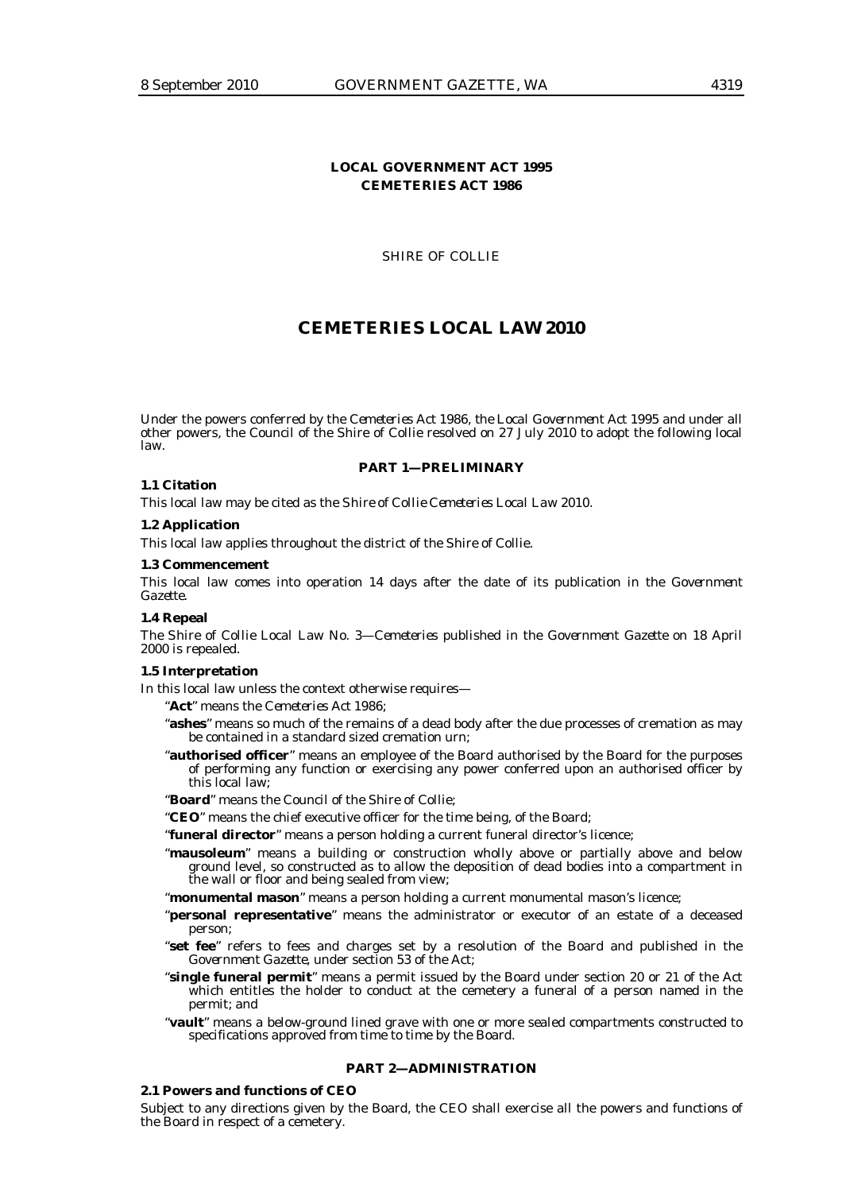**LOCAL GOVERNMENT ACT 1995**
**CEMETERIES ACT 1986**

SHIRE OF COLLIE

# CEMETERIES LOCAL LAW 2010

Under the powers conferred by the *Cemeteries Act 1986*, the *Local Government Act 1995* and under all other powers, the Council of the Shire of Collie resolved on 27 July 2010 to adopt the following local law.

## PART 1—PRELIMINARY

**1.1 Citation**

This local law may be cited as the *Shire of Collie Cemeteries Local Law 2010*.

**1.2 Application**

This local law applies throughout the district of the Shire of Collie.

**1.3 Commencement**

This local law comes into operation 14 days after the date of its publication in the *Government Gazette*.

**1.4 Repeal**

The *Shire of Collie Local Law No. 3—Cemeteries* published in the *Government Gazette* on 18 April 2000 is repealed.

**1.5 Interpretation**

In this local law unless the context otherwise requires—

"**Act**" means the *Cemeteries Act 1986*;

"**ashes**" means so much of the remains of a dead body after the due processes of cremation as may be contained in a standard sized cremation urn;

"**authorised officer**" means an employee of the Board authorised by the Board for the purposes of performing any function or exercising any power conferred upon an authorised officer by this local law;

"**Board**" means the Council of the Shire of Collie;

"**CEO**" means the chief executive officer for the time being, of the Board;

"**funeral director**" means a person holding a current funeral director's licence;

"**mausoleum**" means a building or construction wholly above or partially above and below ground level, so constructed as to allow the deposition of dead bodies into a compartment in the wall or floor and being sealed from view;

"**monumental mason**" means a person holding a current monumental mason's licence;

"**personal representative**" means the administrator or executor of an estate of a deceased person;

"**set fee**" refers to fees and charges set by a resolution of the Board and published in the *Government Gazette*, under section 53 of the Act;

"**single funeral permit**" means a permit issued by the Board under section 20 or 21 of the Act which entitles the holder to conduct at the cemetery a funeral of a person named in the permit; and

"**vault**" means a below-ground lined grave with one or more sealed compartments constructed to specifications approved from time to time by the Board.

## PART 2—ADMINISTRATION

**2.1 Powers and functions of CEO**

Subject to any directions given by the Board, the CEO shall exercise all the powers and functions of the Board in respect of a cemetery.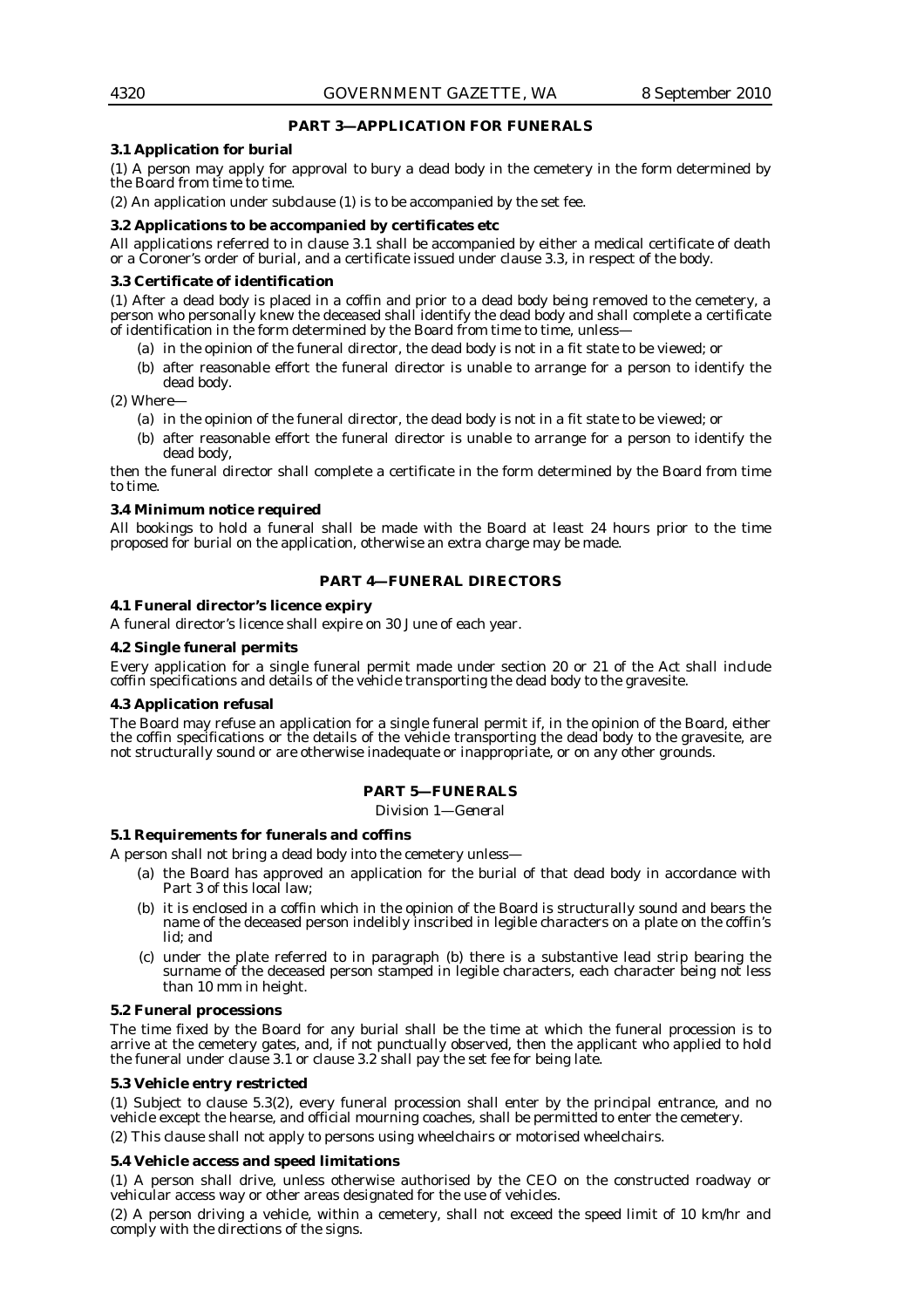## PART 3—APPLICATION FOR FUNERALS

**3.1 Application for burial**

(1) A person may apply for approval to bury a dead body in the cemetery in the form determined by the Board from time to time.

(2) An application under subclause (1) is to be accompanied by the set fee.

**3.2 Applications to be accompanied by certificates etc**

All applications referred to in clause 3.1 shall be accompanied by either a medical certificate of death or a Coroner's order of burial, and a certificate issued under clause 3.3, in respect of the body.

**3.3 Certificate of identification**

(1) After a dead body is placed in a coffin and prior to a dead body being removed to the cemetery, a person who personally knew the deceased shall identify the dead body and shall complete a certificate of identification in the form determined by the Board from time to time, unless—

- (a) in the opinion of the funeral director, the dead body is not in a fit state to be viewed; or
- (b) after reasonable effort the funeral director is unable to arrange for a person to identify the dead body.

(2) Where—

- (a) in the opinion of the funeral director, the dead body is not in a fit state to be viewed; or
- (b) after reasonable effort the funeral director is unable to arrange for a person to identify the dead body,

then the funeral director shall complete a certificate in the form determined by the Board from time to time.

**3.4 Minimum notice required**

All bookings to hold a funeral shall be made with the Board at least 24 hours prior to the time proposed for burial on the application, otherwise an extra charge may be made.

## PART 4—FUNERAL DIRECTORS

**4.1 Funeral director's licence expiry**

A funeral director's licence shall expire on 30 June of each year.

**4.2 Single funeral permits**

Every application for a single funeral permit made under section 20 or 21 of the Act shall include coffin specifications and details of the vehicle transporting the dead body to the gravesite.

**4.3 Application refusal**

The Board may refuse an application for a single funeral permit if, in the opinion of the Board, either the coffin specifications or the details of the vehicle transporting the dead body to the gravesite, are not structurally sound or are otherwise inadequate or inappropriate, or on any other grounds.

## PART 5—FUNERALS

*Division 1—General*

**5.1 Requirements for funerals and coffins**

A person shall not bring a dead body into the cemetery unless—

- (a) the Board has approved an application for the burial of that dead body in accordance with Part 3 of this local law;
- (b) it is enclosed in a coffin which in the opinion of the Board is structurally sound and bears the name of the deceased person indelibly inscribed in legible characters on a plate on the coffin's lid; and
- (c) under the plate referred to in paragraph (b) there is a substantive lead strip bearing the surname of the deceased person stamped in legible characters, each character being not less than 10 mm in height.

**5.2 Funeral processions**

The time fixed by the Board for any burial shall be the time at which the funeral procession is to arrive at the cemetery gates, and, if not punctually observed, then the applicant who applied to hold the funeral under clause 3.1 or clause 3.2 shall pay the set fee for being late.

**5.3 Vehicle entry restricted**

(1) Subject to clause 5.3(2), every funeral procession shall enter by the principal entrance, and no vehicle except the hearse, and official mourning coaches, shall be permitted to enter the cemetery.

(2) This clause shall not apply to persons using wheelchairs or motorised wheelchairs.

**5.4 Vehicle access and speed limitations**

(1) A person shall drive, unless otherwise authorised by the CEO on the constructed roadway or vehicular access way or other areas designated for the use of vehicles.

(2) A person driving a vehicle, within a cemetery, shall not exceed the speed limit of 10 km/hr and comply with the directions of the signs.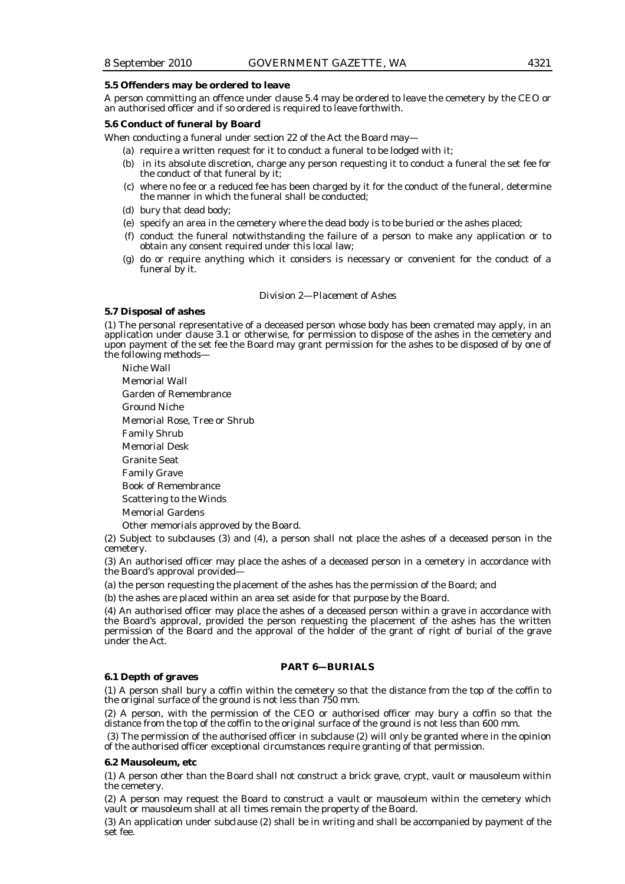**5.5 Offenders may be ordered to leave**

A person committing an offence under clause 5.4 may be ordered to leave the cemetery by the CEO or an authorised officer and if so ordered is required to leave forthwith.

**5.6 Conduct of funeral by Board**

When conducting a funeral under section 22 of the Act the Board may—

(a) require a written request for it to conduct a funeral to be lodged with it;

(b) in its absolute discretion, charge any person requesting it to conduct a funeral the set fee for the conduct of that funeral by it;

(c) where no fee or a reduced fee has been charged by it for the conduct of the funeral, determine the manner in which the funeral shall be conducted;

(d) bury that dead body;

(e) specify an area in the cemetery where the dead body is to be buried or the ashes placed;

(f) conduct the funeral notwithstanding the failure of a person to make any application or to obtain any consent required under this local law;

(g) do or require anything which it considers is necessary or convenient for the conduct of a funeral by it.

*Division 2—Placement of Ashes*

**5.7 Disposal of ashes**

(1) The personal representative of a deceased person whose body has been cremated may apply, in an application under clause 3.1 or otherwise, for permission to dispose of the ashes in the cemetery and upon payment of the set fee the Board may grant permission for the ashes to be disposed of by one of the following methods—

Niche Wall
Memorial Wall
Garden of Remembrance
Ground Niche
Memorial Rose, Tree or Shrub
Family Shrub
Memorial Desk
Granite Seat
Family Grave
Book of Remembrance
Scattering to the Winds
Memorial Gardens
Other memorials approved by the Board.

(2) Subject to subclauses (3) and (4), a person shall not place the ashes of a deceased person in the cemetery.

(3) An authorised officer may place the ashes of a deceased person in a cemetery in accordance with the Board's approval provided—

(a) the person requesting the placement of the ashes has the permission of the Board; and

(b) the ashes are placed within an area set aside for that purpose by the Board.

(4) An authorised officer may place the ashes of a deceased person within a grave in accordance with the Board's approval, provided the person requesting the placement of the ashes has the written permission of the Board and the approval of the holder of the grant of right of burial of the grave under the Act.

## PART 6—BURIALS

**6.1 Depth of graves**

(1) A person shall bury a coffin within the cemetery so that the distance from the top of the coffin to the original surface of the ground is not less than 750 mm.

(2) A person, with the permission of the CEO or authorised officer may bury a coffin so that the distance from the top of the coffin to the original surface of the ground is not less than 600 mm.

(3) The permission of the authorised officer in subclause (2) will only be granted where in the opinion of the authorised officer exceptional circumstances require granting of that permission.

**6.2 Mausoleum, etc**

(1) A person other than the Board shall not construct a brick grave, crypt, vault or mausoleum within the cemetery.

(2) A person may request the Board to construct a vault or mausoleum within the cemetery which vault or mausoleum shall at all times remain the property of the Board.

(3) An application under subclause (2) shall be in writing and shall be accompanied by payment of the set fee.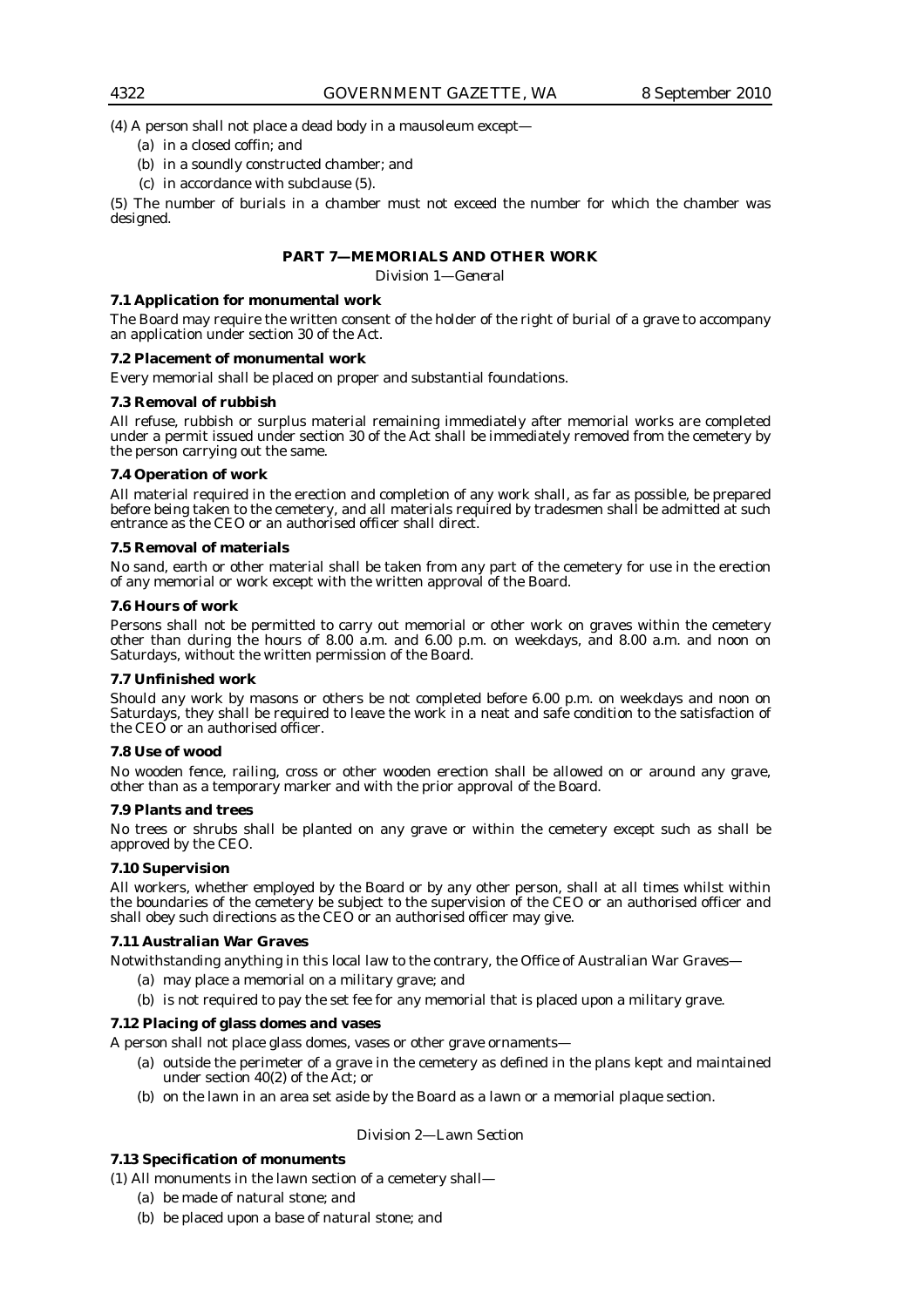(4) A person shall not place a dead body in a mausoleum except—

(a) in a closed coffin; and

(b) in a soundly constructed chamber; and

(c) in accordance with subclause (5).

(5) The number of burials in a chamber must not exceed the number for which the chamber was designed.

## PART 7—MEMORIALS AND OTHER WORK

*Division 1—General*

**7.1 Application for monumental work**

The Board may require the written consent of the holder of the right of burial of a grave to accompany an application under section 30 of the Act.

**7.2 Placement of monumental work**

Every memorial shall be placed on proper and substantial foundations.

**7.3 Removal of rubbish**

All refuse, rubbish or surplus material remaining immediately after memorial works are completed under a permit issued under section 30 of the Act shall be immediately removed from the cemetery by the person carrying out the same.

**7.4 Operation of work**

All material required in the erection and completion of any work shall, as far as possible, be prepared before being taken to the cemetery, and all materials required by tradesmen shall be admitted at such entrance as the CEO or an authorised officer shall direct.

**7.5 Removal of materials**

No sand, earth or other material shall be taken from any part of the cemetery for use in the erection of any memorial or work except with the written approval of the Board.

**7.6 Hours of work**

Persons shall not be permitted to carry out memorial or other work on graves within the cemetery other than during the hours of 8.00 a.m. and 6.00 p.m. on weekdays, and 8.00 a.m. and noon on Saturdays, without the written permission of the Board.

**7.7 Unfinished work**

Should any work by masons or others be not completed before 6.00 p.m. on weekdays and noon on Saturdays, they shall be required to leave the work in a neat and safe condition to the satisfaction of the CEO or an authorised officer.

**7.8 Use of wood**

No wooden fence, railing, cross or other wooden erection shall be allowed on or around any grave, other than as a temporary marker and with the prior approval of the Board.

**7.9 Plants and trees**

No trees or shrubs shall be planted on any grave or within the cemetery except such as shall be approved by the CEO.

**7.10 Supervision**

All workers, whether employed by the Board or by any other person, shall at all times whilst within the boundaries of the cemetery be subject to the supervision of the CEO or an authorised officer and shall obey such directions as the CEO or an authorised officer may give.

**7.11 Australian War Graves**

Notwithstanding anything in this local law to the contrary, the Office of Australian War Graves—

(a) may place a memorial on a military grave; and

(b) is not required to pay the set fee for any memorial that is placed upon a military grave.

**7.12 Placing of glass domes and vases**

A person shall not place glass domes, vases or other grave ornaments—

(a) outside the perimeter of a grave in the cemetery as defined in the plans kept and maintained under section 40(2) of the Act; or

(b) on the lawn in an area set aside by the Board as a lawn or a memorial plaque section.

*Division 2—Lawn Section*

**7.13 Specification of monuments**

(1) All monuments in the lawn section of a cemetery shall—

(a) be made of natural stone; and

(b) be placed upon a base of natural stone; and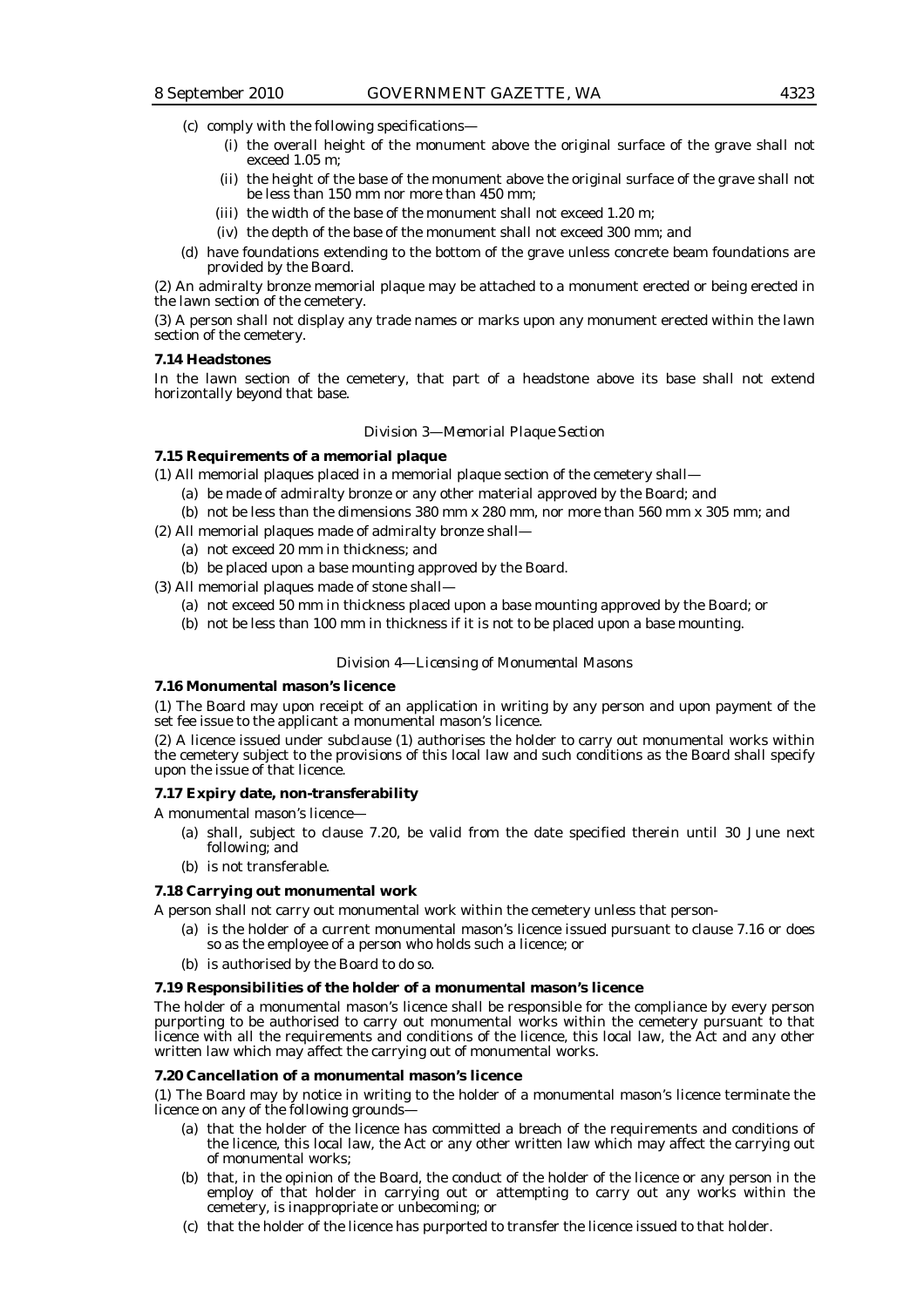(c) comply with the following specifications—

  (i) the overall height of the monument above the original surface of the grave shall not exceed 1.05 m;

  (ii) the height of the base of the monument above the original surface of the grave shall not be less than 150 mm nor more than 450 mm;

  (iii) the width of the base of the monument shall not exceed 1.20 m;

  (iv) the depth of the base of the monument shall not exceed 300 mm; and

(d) have foundations extending to the bottom of the grave unless concrete beam foundations are provided by the Board.

(2) An admiralty bronze memorial plaque may be attached to a monument erected or being erected in the lawn section of the cemetery.

(3) A person shall not display any trade names or marks upon any monument erected within the lawn section of the cemetery.

**7.14 Headstones**

In the lawn section of the cemetery, that part of a headstone above its base shall not extend horizontally beyond that base.

*Division 3—Memorial Plaque Section*

**7.15 Requirements of a memorial plaque**

(1) All memorial plaques placed in a memorial plaque section of the cemetery shall—

  (a) be made of admiralty bronze or any other material approved by the Board; and

  (b) not be less than the dimensions 380 mm x 280 mm, nor more than 560 mm x 305 mm; and

(2) All memorial plaques made of admiralty bronze shall—

  (a) not exceed 20 mm in thickness; and

  (b) be placed upon a base mounting approved by the Board.

(3) All memorial plaques made of stone shall—

  (a) not exceed 50 mm in thickness placed upon a base mounting approved by the Board; or

  (b) not be less than 100 mm in thickness if it is not to be placed upon a base mounting.

*Division 4—Licensing of Monumental Masons*

**7.16 Monumental mason's licence**

(1) The Board may upon receipt of an application in writing by any person and upon payment of the set fee issue to the applicant a monumental mason's licence.

(2) A licence issued under subclause (1) authorises the holder to carry out monumental works within the cemetery subject to the provisions of this local law and such conditions as the Board shall specify upon the issue of that licence.

**7.17 Expiry date, non-transferability**

A monumental mason's licence—

  (a) shall, subject to clause 7.20, be valid from the date specified therein until 30 June next following; and

  (b) is not transferable.

**7.18 Carrying out monumental work**

A person shall not carry out monumental work within the cemetery unless that person-

  (a) is the holder of a current monumental mason's licence issued pursuant to clause 7.16 or does so as the employee of a person who holds such a licence; or

  (b) is authorised by the Board to do so.

**7.19 Responsibilities of the holder of a monumental mason's licence**

The holder of a monumental mason's licence shall be responsible for the compliance by every person purporting to be authorised to carry out monumental works within the cemetery pursuant to that licence with all the requirements and conditions of the licence, this local law, the Act and any other written law which may affect the carrying out of monumental works.

**7.20 Cancellation of a monumental mason's licence**

(1) The Board may by notice in writing to the holder of a monumental mason's licence terminate the licence on any of the following grounds—

  (a) that the holder of the licence has committed a breach of the requirements and conditions of the licence, this local law, the Act or any other written law which may affect the carrying out of monumental works;

  (b) that, in the opinion of the Board, the conduct of the holder of the licence or any person in the employ of that holder in carrying out or attempting to carry out any works within the cemetery, is inappropriate or unbecoming; or

  (c) that the holder of the licence has purported to transfer the licence issued to that holder.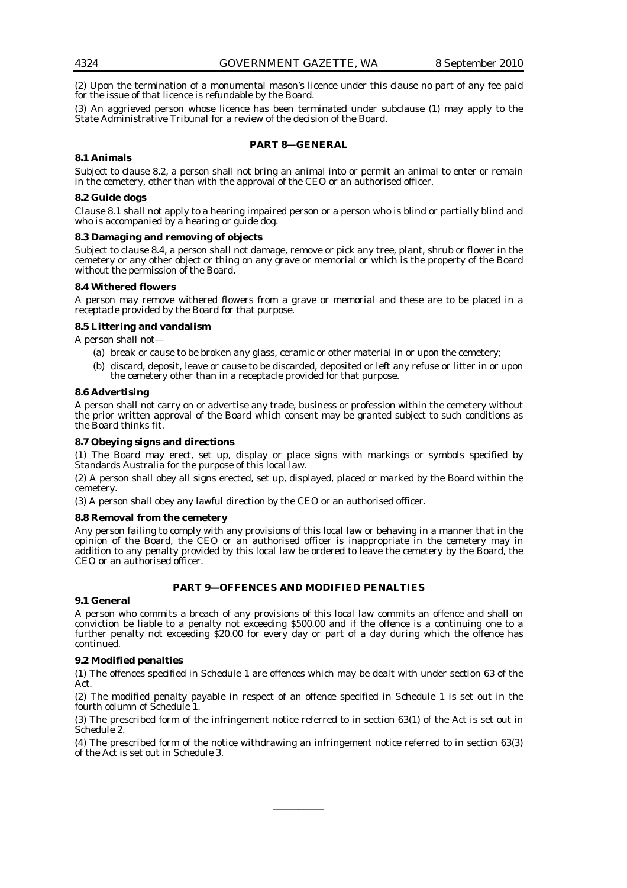(2) Upon the termination of a monumental mason's licence under this clause no part of any fee paid for the issue of that licence is refundable by the Board.

(3) An aggrieved person whose licence has been terminated under subclause (1) may apply to the State Administrative Tribunal for a review of the decision of the Board.

## PART 8—GENERAL

**8.1 Animals**

Subject to clause 8.2, a person shall not bring an animal into or permit an animal to enter or remain in the cemetery, other than with the approval of the CEO or an authorised officer.

**8.2 Guide dogs**

Clause 8.1 shall not apply to a hearing impaired person or a person who is blind or partially blind and who is accompanied by a hearing or guide dog.

**8.3 Damaging and removing of objects**

Subject to clause 8.4, a person shall not damage, remove or pick any tree, plant, shrub or flower in the cemetery or any other object or thing on any grave or memorial or which is the property of the Board without the permission of the Board.

**8.4 Withered flowers**

A person may remove withered flowers from a grave or memorial and these are to be placed in a receptacle provided by the Board for that purpose.

**8.5 Littering and vandalism**

A person shall not—

(a) break or cause to be broken any glass, ceramic or other material in or upon the cemetery;

(b) discard, deposit, leave or cause to be discarded, deposited or left any refuse or litter in or upon the cemetery other than in a receptacle provided for that purpose.

**8.6 Advertising**

A person shall not carry on or advertise any trade, business or profession within the cemetery without the prior written approval of the Board which consent may be granted subject to such conditions as the Board thinks fit.

**8.7 Obeying signs and directions**

(1) The Board may erect, set up, display or place signs with markings or symbols specified by Standards Australia for the purpose of this local law.

(2) A person shall obey all signs erected, set up, displayed, placed or marked by the Board within the cemetery.

(3) A person shall obey any lawful direction by the CEO or an authorised officer.

**8.8 Removal from the cemetery**

Any person failing to comply with any provisions of this local law or behaving in a manner that in the opinion of the Board, the CEO or an authorised officer is inappropriate in the cemetery may in addition to any penalty provided by this local law be ordered to leave the cemetery by the Board, the CEO or an authorised officer.

## PART 9—OFFENCES AND MODIFIED PENALTIES

**9.1 General**

A person who commits a breach of any provisions of this local law commits an offence and shall on conviction be liable to a penalty not exceeding $500.00 and if the offence is a continuing one to a further penalty not exceeding $20.00 for every day or part of a day during which the offence has continued.

**9.2 Modified penalties**

(1) The offences specified in Schedule 1 are offences which may be dealt with under section 63 of the Act.

(2) The modified penalty payable in respect of an offence specified in Schedule 1 is set out in the fourth column of Schedule 1.

(3) The prescribed form of the infringement notice referred to in section 63(1) of the Act is set out in Schedule 2.

(4) The prescribed form of the notice withdrawing an infringement notice referred to in section 63(3) of the Act is set out in Schedule 3.

———————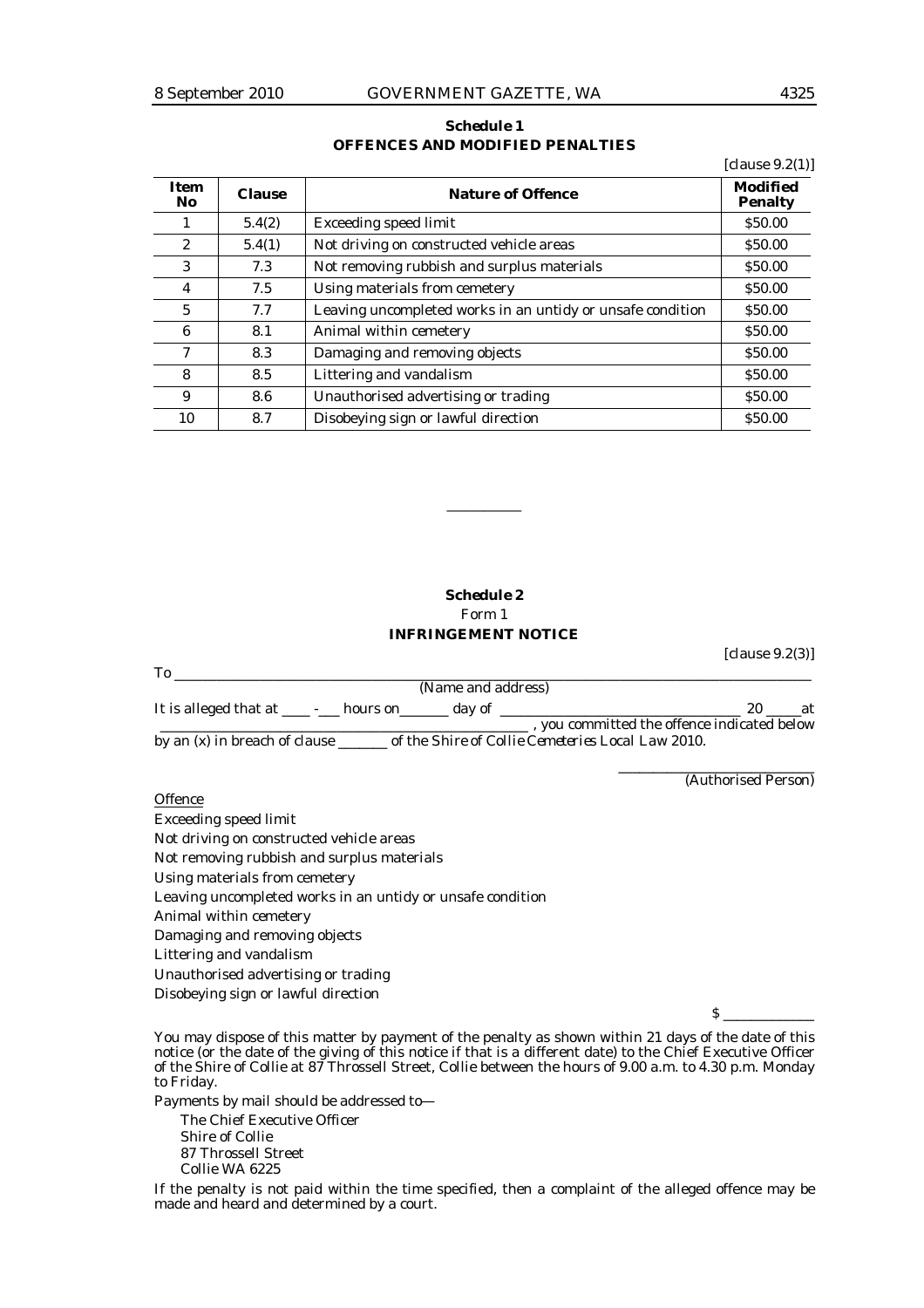## Schedule 1
### OFFENCES AND MODIFIED PENALTIES

[clause 9.2(1)]

| Item No | Clause | Nature of Offence | Modified Penalty |
|---|---|---|---|
| 1 | 5.4(2) | Exceeding speed limit | $50.00 |
| 2 | 5.4(1) | Not driving on constructed vehicle areas | $50.00 |
| 3 | 7.3 | Not removing rubbish and surplus materials | $50.00 |
| 4 | 7.5 | Using materials from cemetery | $50.00 |
| 5 | 7.7 | Leaving uncompleted works in an untidy or unsafe condition | $50.00 |
| 6 | 8.1 | Animal within cemetery | $50.00 |
| 7 | 8.3 | Damaging and removing objects | $50.00 |
| 8 | 8.5 | Littering and vandalism | $50.00 |
| 9 | 8.6 | Unauthorised advertising or trading | $50.00 |
| 10 | 8.7 | Disobeying sign or lawful direction | $50.00 |

———————————

## Schedule 2
Form 1
### INFRINGEMENT NOTICE

[clause 9.2(3)]

To ________________________________________________________________________________
(Name and address)

It is alleged that at ____ -___ hours on_______ day of _________________________________ 20 _____at _____________________________________________________ , you committed the offence indicated below by an (x) in breach of clause _______ of the *Shire of Collie Cemeteries Local Law 2010*.

____________________________
(Authorised Person)

Offence

Exceeding speed limit

Not driving on constructed vehicle areas

Not removing rubbish and surplus materials

Using materials from cemetery

Leaving uncompleted works in an untidy or unsafe condition

Animal within cemetery

Damaging and removing objects

Littering and vandalism

Unauthorised advertising or trading

Disobeying sign or lawful direction

$ _____________

You may dispose of this matter by payment of the penalty as shown within 21 days of the date of this notice (or the date of the giving of this notice if that is a different date) to the Chief Executive Officer of the Shire of Collie at 87 Throssell Street, Collie between the hours of 9.00 a.m. to 4.30 p.m. Monday to Friday.

Payments by mail should be addressed to—

The Chief Executive Officer
Shire of Collie
87 Throssell Street
Collie WA 6225

If the penalty is not paid within the time specified, then a complaint of the alleged offence may be made and heard and determined by a court.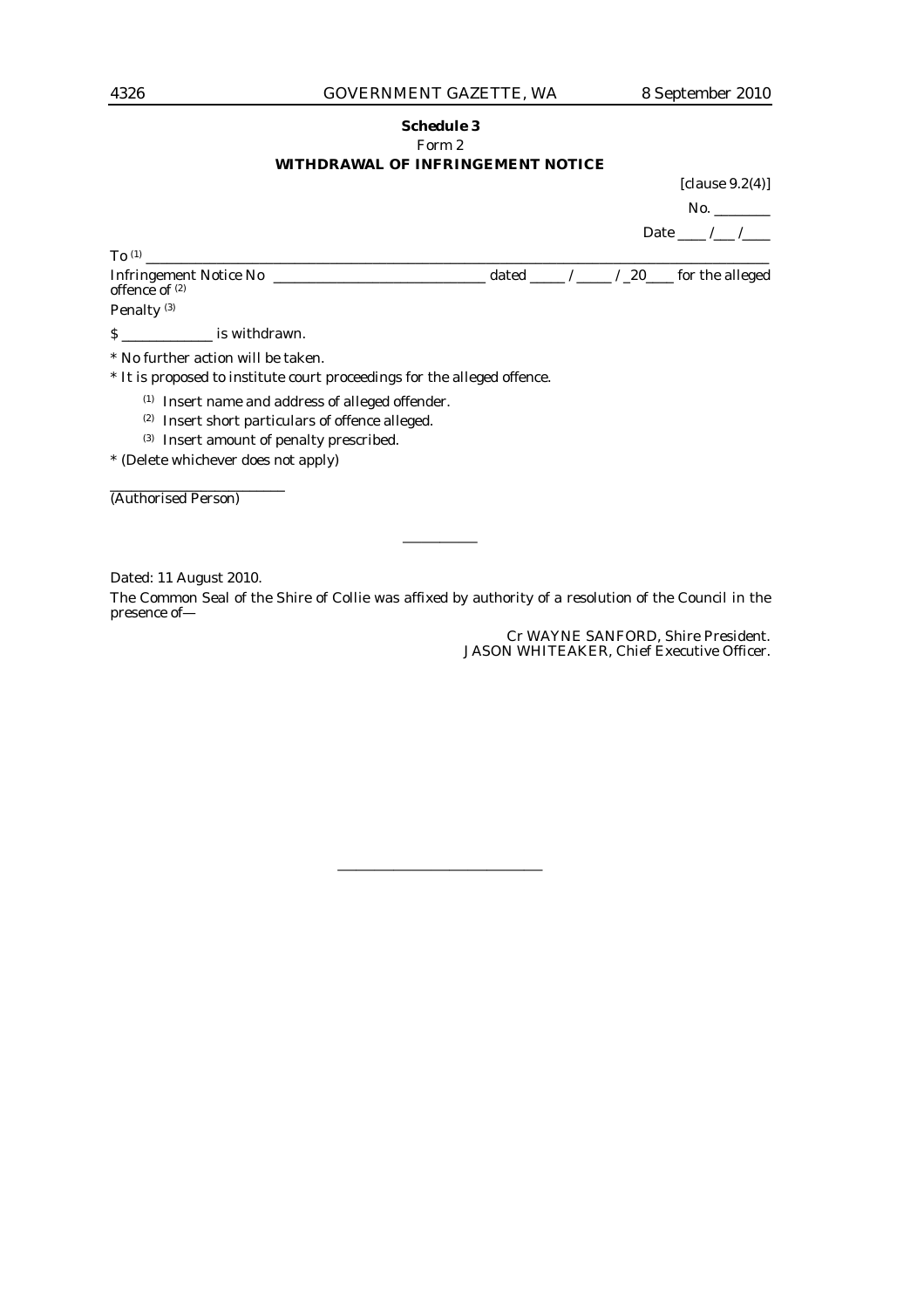**Schedule 3**

Form 2

**WITHDRAWAL OF INFRINGEMENT NOTICE**

[clause 9.2(4)]

No. ________

Date ____ /___ /____

To [(1)] ______________________________________________________________________________

Infringement Notice No ______________________________ dated _____ / _____ / _20____ for the alleged offence of [(2)]

Penalty [(3)]

$ _____________ is withdrawn.

* No further action will be taken.

* It is proposed to institute court proceedings for the alleged offence.

[(1)] Insert name and address of alleged offender.

[(2)] Insert short particulars of offence alleged.

[(3)] Insert amount of penalty prescribed.

* (Delete whichever does not apply)

_________________________

(Authorised Person)

---

Dated: 11 August 2010.

The Common Seal of the Shire of Collie was affixed by authority of a resolution of the Council in the presence of—

Cr WAYNE SANFORD, Shire President.

JASON WHITEAKER, Chief Executive Officer.

---